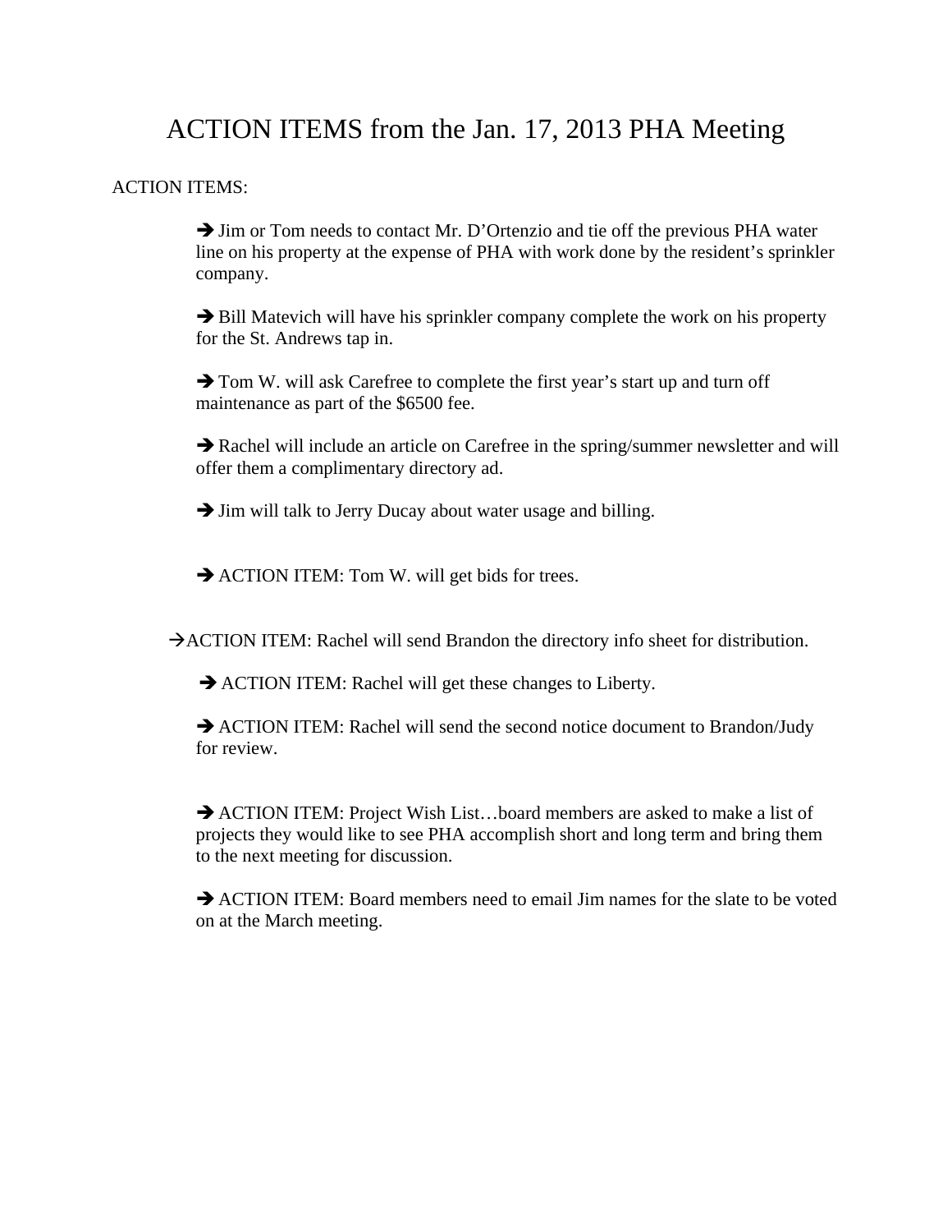# ACTION ITEMS from the Jan. 17, 2013 PHA Meeting

ACTION ITEMS:

➔ Jim or Tom needs to contact Mr. D'Ortenzio and tie off the previous PHA water line on his property at the expense of PHA with work done by the resident's sprinkler company.

➔ Bill Matevich will have his sprinkler company complete the work on his property for the St. Andrews tap in.

➔ Tom W. will ask Carefree to complete the first year's start up and turn off maintenance as part of the $6500 fee.

➔ Rachel will include an article on Carefree in the spring/summer newsletter and will offer them a complimentary directory ad.

➔ Jim will talk to Jerry Ducay about water usage and billing.

➔ ACTION ITEM: Tom W. will get bids for trees.

→ACTION ITEM: Rachel will send Brandon the directory info sheet for distribution.

➔ ACTION ITEM: Rachel will get these changes to Liberty.

➔ ACTION ITEM: Rachel will send the second notice document to Brandon/Judy for review.

➔ ACTION ITEM: Project Wish List…board members are asked to make a list of projects they would like to see PHA accomplish short and long term and bring them to the next meeting for discussion.

➔ ACTION ITEM: Board members need to email Jim names for the slate to be voted on at the March meeting.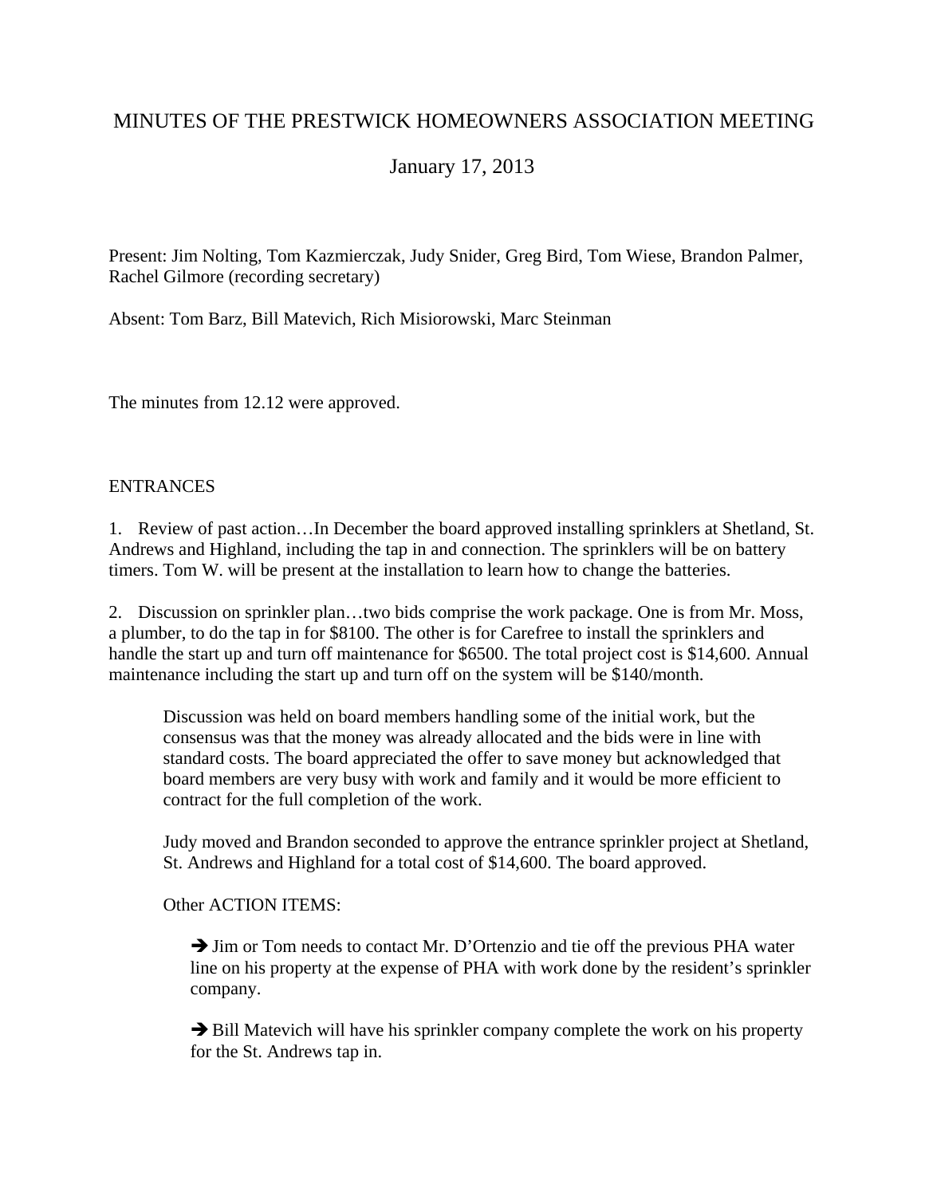# MINUTES OF THE PRESTWICK HOMEOWNERS ASSOCIATION MEETING

## January 17, 2013

Present: Jim Nolting, Tom Kazmierczak, Judy Snider, Greg Bird, Tom Wiese, Brandon Palmer, Rachel Gilmore (recording secretary)

Absent: Tom Barz, Bill Matevich, Rich Misiorowski, Marc Steinman

The minutes from 12.12 were approved.

ENTRANCES

1. Review of past action…In December the board approved installing sprinklers at Shetland, St. Andrews and Highland, including the tap in and connection. The sprinklers will be on battery timers. Tom W. will be present at the installation to learn how to change the batteries.

2. Discussion on sprinkler plan…two bids comprise the work package. One is from Mr. Moss, a plumber, to do the tap in for $8100. The other is for Carefree to install the sprinklers and handle the start up and turn off maintenance for $6500. The total project cost is $14,600. Annual maintenance including the start up and turn off on the system will be $140/month.

    Discussion was held on board members handling some of the initial work, but the consensus was that the money was already allocated and the bids were in line with standard costs. The board appreciated the offer to save money but acknowledged that board members are very busy with work and family and it would be more efficient to contract for the full completion of the work.

    Judy moved and Brandon seconded to approve the entrance sprinkler project at Shetland, St. Andrews and Highland for a total cost of $14,600. The board approved.

    Other ACTION ITEMS:

    ➔ Jim or Tom needs to contact Mr. D'Ortenzio and tie off the previous PHA water line on his property at the expense of PHA with work done by the resident's sprinkler company.

    ➔ Bill Matevich will have his sprinkler company complete the work on his property for the St. Andrews tap in.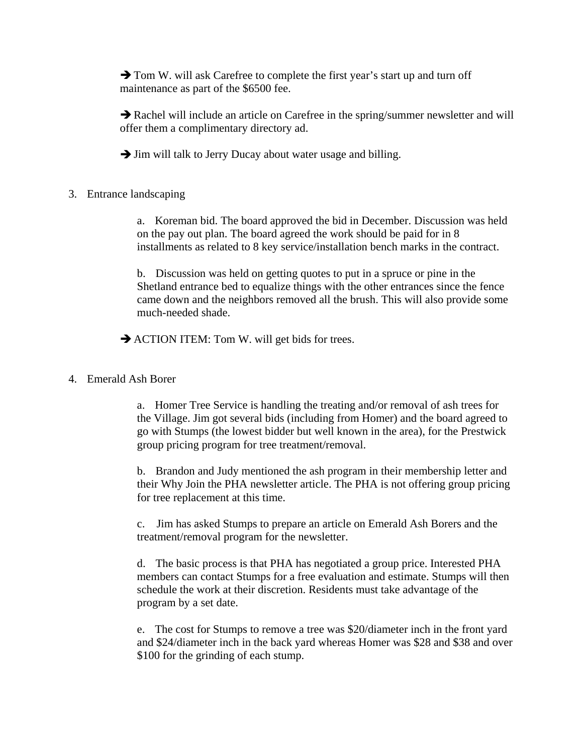➔ Tom W. will ask Carefree to complete the first year's start up and turn off maintenance as part of the $6500 fee.

➔ Rachel will include an article on Carefree in the spring/summer newsletter and will offer them a complimentary directory ad.

➔ Jim will talk to Jerry Ducay about water usage and billing.

3. Entrance landscaping

   a. Koreman bid. The board approved the bid in December. Discussion was held on the pay out plan. The board agreed the work should be paid for in 8 installments as related to 8 key service/installation bench marks in the contract.

   b. Discussion was held on getting quotes to put in a spruce or pine in the Shetland entrance bed to equalize things with the other entrances since the fence came down and the neighbors removed all the brush. This will also provide some much-needed shade.

➔ ACTION ITEM: Tom W. will get bids for trees.

4. Emerald Ash Borer

   a. Homer Tree Service is handling the treating and/or removal of ash trees for the Village. Jim got several bids (including from Homer) and the board agreed to go with Stumps (the lowest bidder but well known in the area), for the Prestwick group pricing program for tree treatment/removal.

   b. Brandon and Judy mentioned the ash program in their membership letter and their Why Join the PHA newsletter article. The PHA is not offering group pricing for tree replacement at this time.

   c. Jim has asked Stumps to prepare an article on Emerald Ash Borers and the treatment/removal program for the newsletter.

   d. The basic process is that PHA has negotiated a group price. Interested PHA members can contact Stumps for a free evaluation and estimate. Stumps will then schedule the work at their discretion. Residents must take advantage of the program by a set date.

   e. The cost for Stumps to remove a tree was $20/diameter inch in the front yard and $24/diameter inch in the back yard whereas Homer was $28 and $38 and over $100 for the grinding of each stump.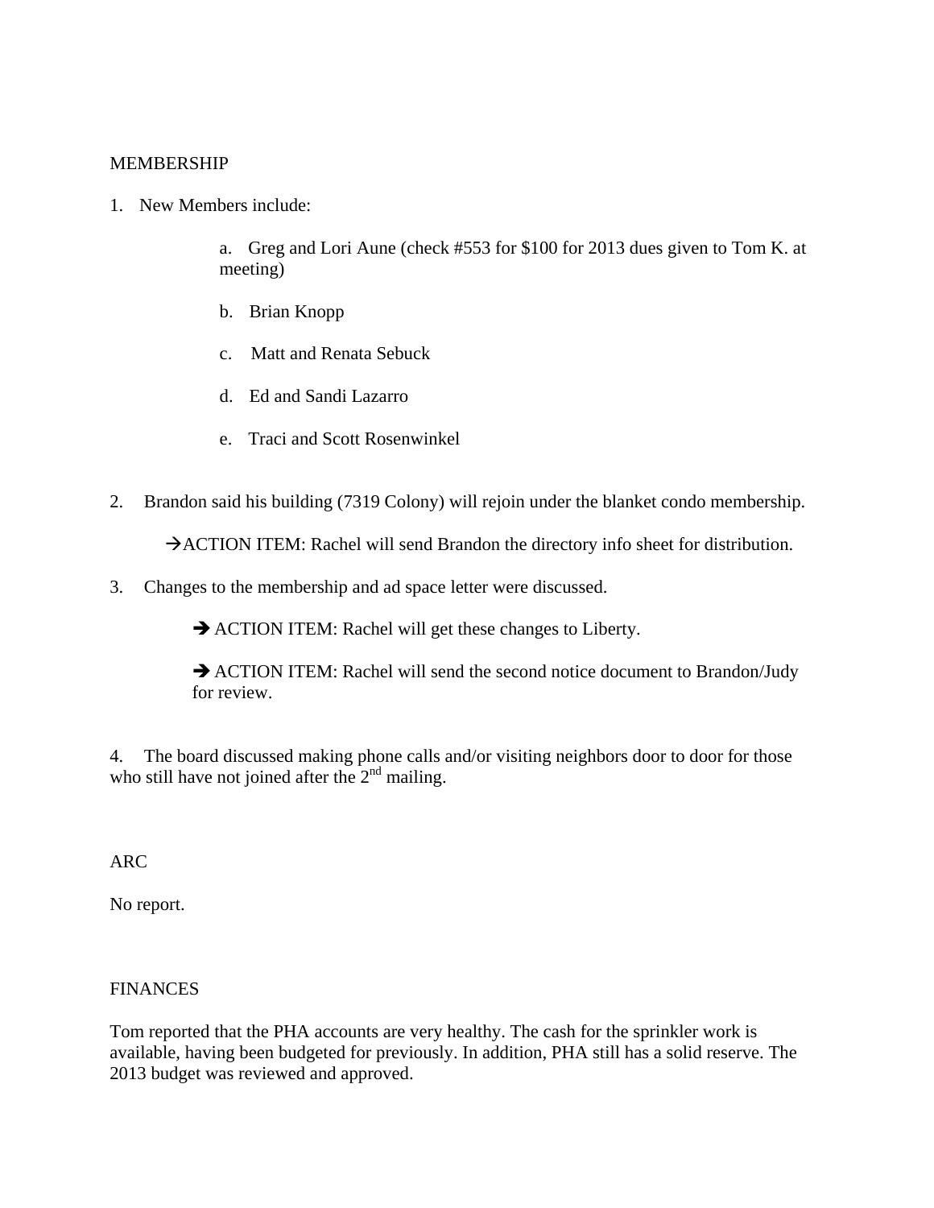MEMBERSHIP

1. New Members include:

   a. Greg and Lori Aune (check #553 for $100 for 2013 dues given to Tom K. at meeting)

   b. Brian Knopp

   c. Matt and Renata Sebuck

   d. Ed and Sandi Lazarro

   e. Traci and Scott Rosenwinkel

2. Brandon said his building (7319 Colony) will rejoin under the blanket condo membership.

   →ACTION ITEM: Rachel will send Brandon the directory info sheet for distribution.

3. Changes to the membership and ad space letter were discussed.

   → ACTION ITEM: Rachel will get these changes to Liberty.

   → ACTION ITEM: Rachel will send the second notice document to Brandon/Judy for review.

4. The board discussed making phone calls and/or visiting neighbors door to door for those who still have not joined after the 2nd mailing.

ARC

No report.

FINANCES

Tom reported that the PHA accounts are very healthy. The cash for the sprinkler work is available, having been budgeted for previously. In addition, PHA still has a solid reserve. The 2013 budget was reviewed and approved.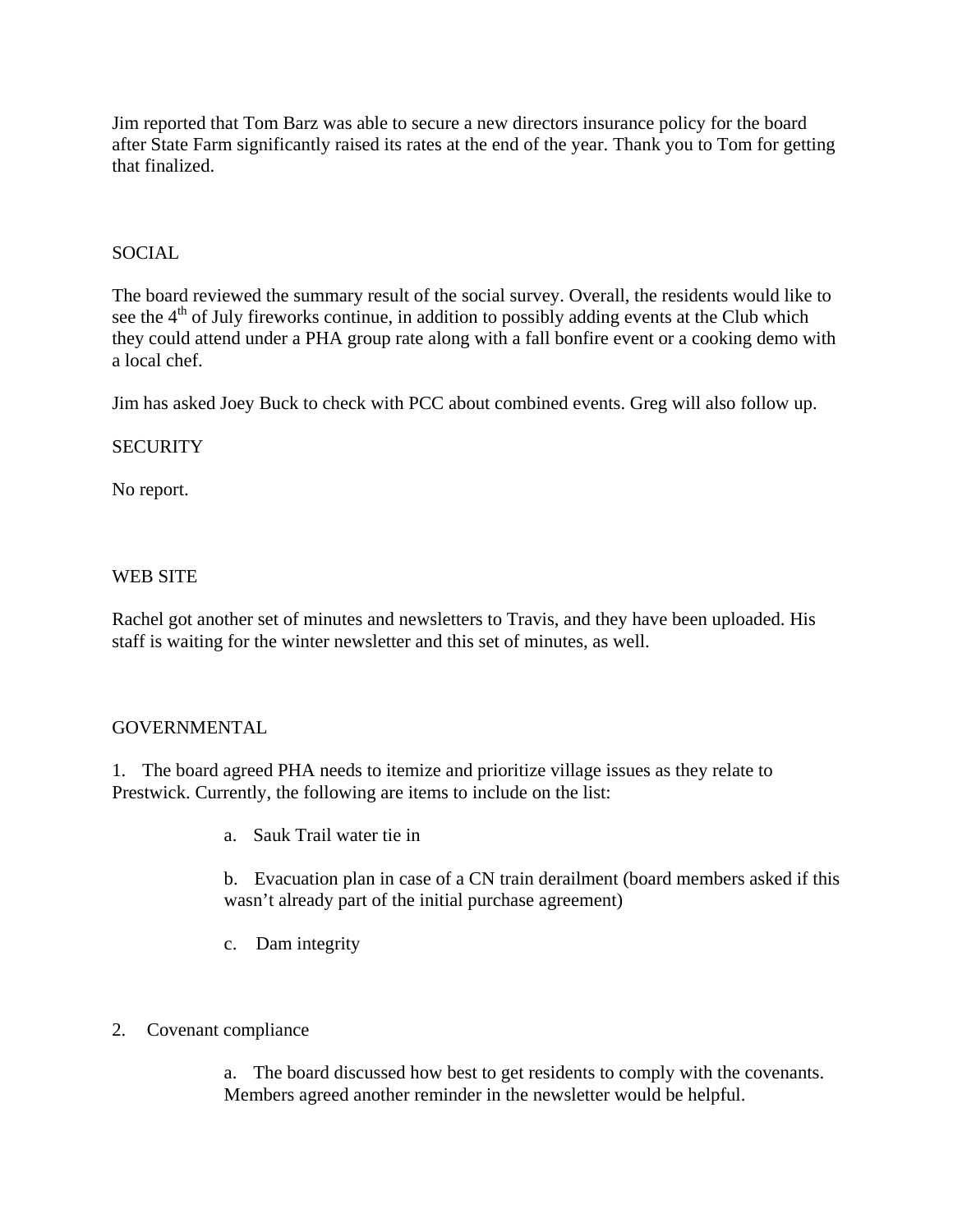Jim reported that Tom Barz was able to secure a new directors insurance policy for the board after State Farm significantly raised its rates at the end of the year. Thank you to Tom for getting that finalized.

SOCIAL

The board reviewed the summary result of the social survey. Overall, the residents would like to see the 4th of July fireworks continue, in addition to possibly adding events at the Club which they could attend under a PHA group rate along with a fall bonfire event or a cooking demo with a local chef.

Jim has asked Joey Buck to check with PCC about combined events. Greg will also follow up.

SECURITY

No report.

WEB SITE

Rachel got another set of minutes and newsletters to Travis, and they have been uploaded. His staff is waiting for the winter newsletter and this set of minutes, as well.

GOVERNMENTAL

1. The board agreed PHA needs to itemize and prioritize village issues as they relate to Prestwick. Currently, the following are items to include on the list:

    a. Sauk Trail water tie in

    b. Evacuation plan in case of a CN train derailment (board members asked if this wasn't already part of the initial purchase agreement)

    c. Dam integrity

2. Covenant compliance

    a. The board discussed how best to get residents to comply with the covenants. Members agreed another reminder in the newsletter would be helpful.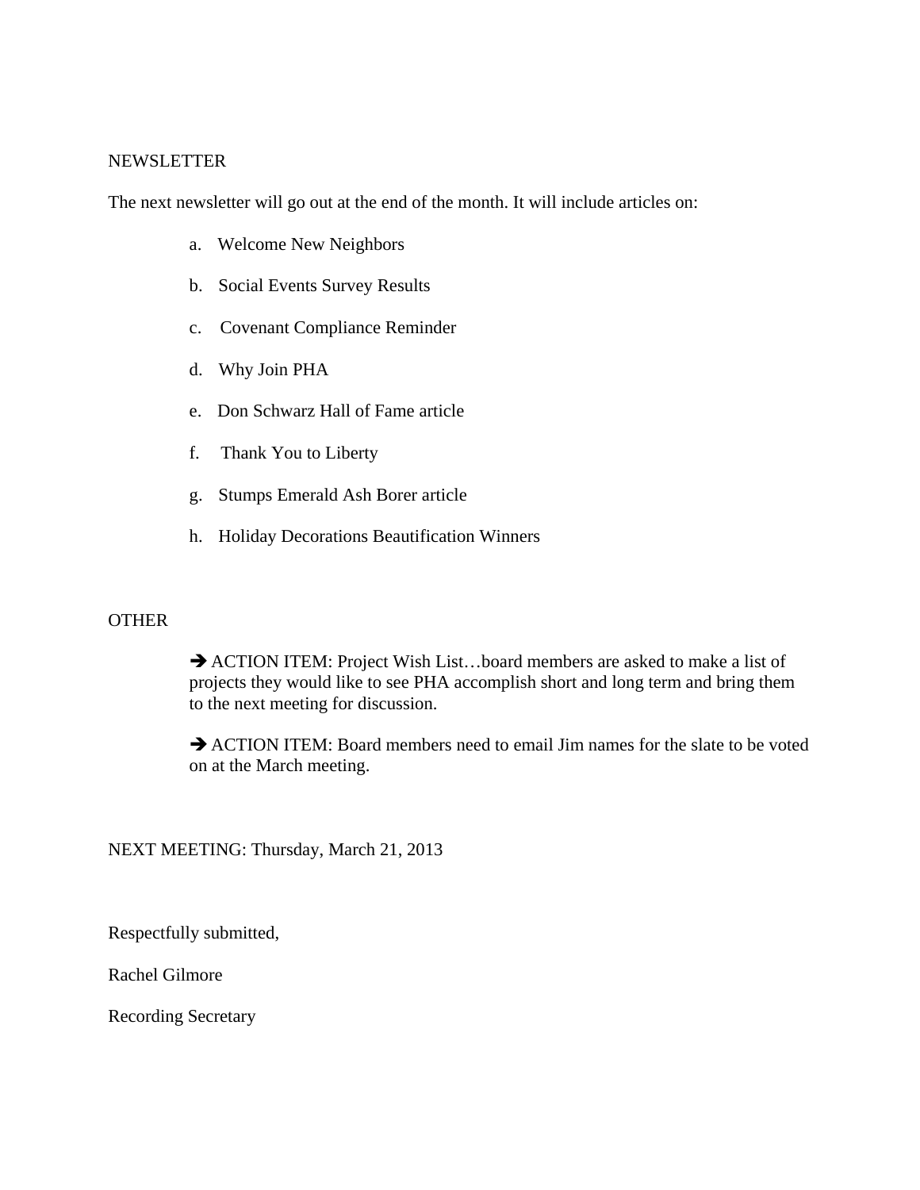NEWSLETTER

The next newsletter will go out at the end of the month. It will include articles on:

a. Welcome New Neighbors
b. Social Events Survey Results
c. Covenant Compliance Reminder
d. Why Join PHA
e. Don Schwarz Hall of Fame article
f. Thank You to Liberty
g. Stumps Emerald Ash Borer article
h. Holiday Decorations Beautification Winners

OTHER

➔ ACTION ITEM: Project Wish List…board members are asked to make a list of projects they would like to see PHA accomplish short and long term and bring them to the next meeting for discussion.

➔ ACTION ITEM: Board members need to email Jim names for the slate to be voted on at the March meeting.

NEXT MEETING: Thursday, March 21, 2013

Respectfully submitted,

Rachel Gilmore

Recording Secretary